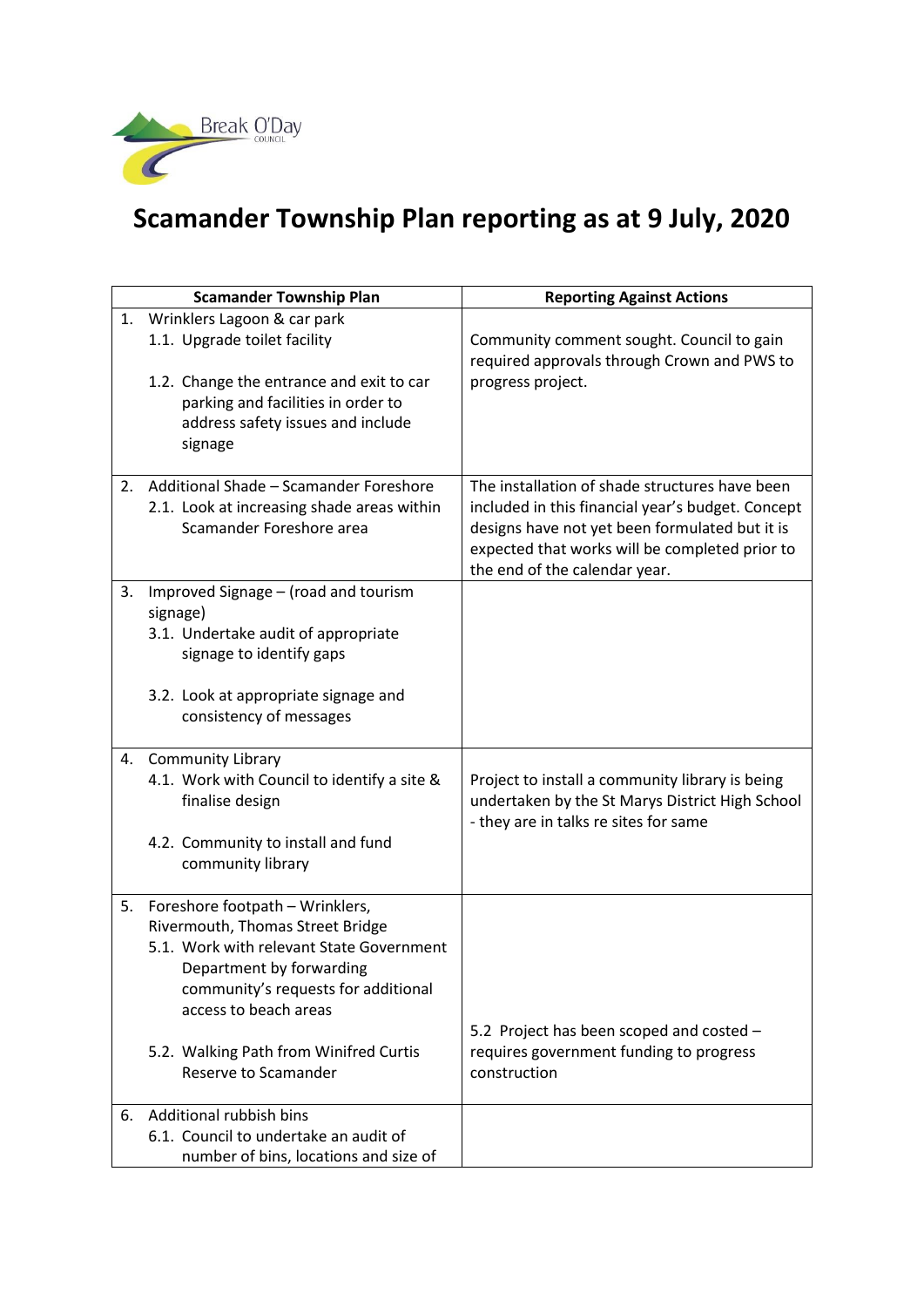# Scamander Township Plan reporting as at 9 July, 2020

| Scamander Township Plan | Reporting Against Actions |
|---|---|
| 1. Wrinklers Lagoon & car park<br>1.1. Upgrade toilet facility<br>1.2. Change the entrance and exit to car parking and facilities in order to address safety issues and include signage | Community comment sought. Council to gain required approvals through Crown and PWS to progress project. |
| 2. Additional Shade – Scamander Foreshore<br>2.1. Look at increasing shade areas within Scamander Foreshore area | The installation of shade structures have been included in this financial year's budget. Concept designs have not yet been formulated but it is expected that works will be completed prior to the end of the calendar year. |
| 3. Improved Signage – (road and tourism signage)<br>3.1. Undertake audit of appropriate signage to identify gaps<br>3.2. Look at appropriate signage and consistency of messages | |
| 4. Community Library<br>4.1. Work with Council to identify a site & finalise design<br>4.2. Community to install and fund community library | Project to install a community library is being undertaken by the St Marys District High School - they are in talks re sites for same |
| 5. Foreshore footpath – Wrinklers, Rivermouth, Thomas Street Bridge<br>5.1. Work with relevant State Government Department by forwarding community's requests for additional access to beach areas<br>5.2. Walking Path from Winifred Curtis Reserve to Scamander | 5.2 Project has been scoped and costed – requires government funding to progress construction |
| 6. Additional rubbish bins<br>6.1. Council to undertake an audit of number of bins, locations and size of | |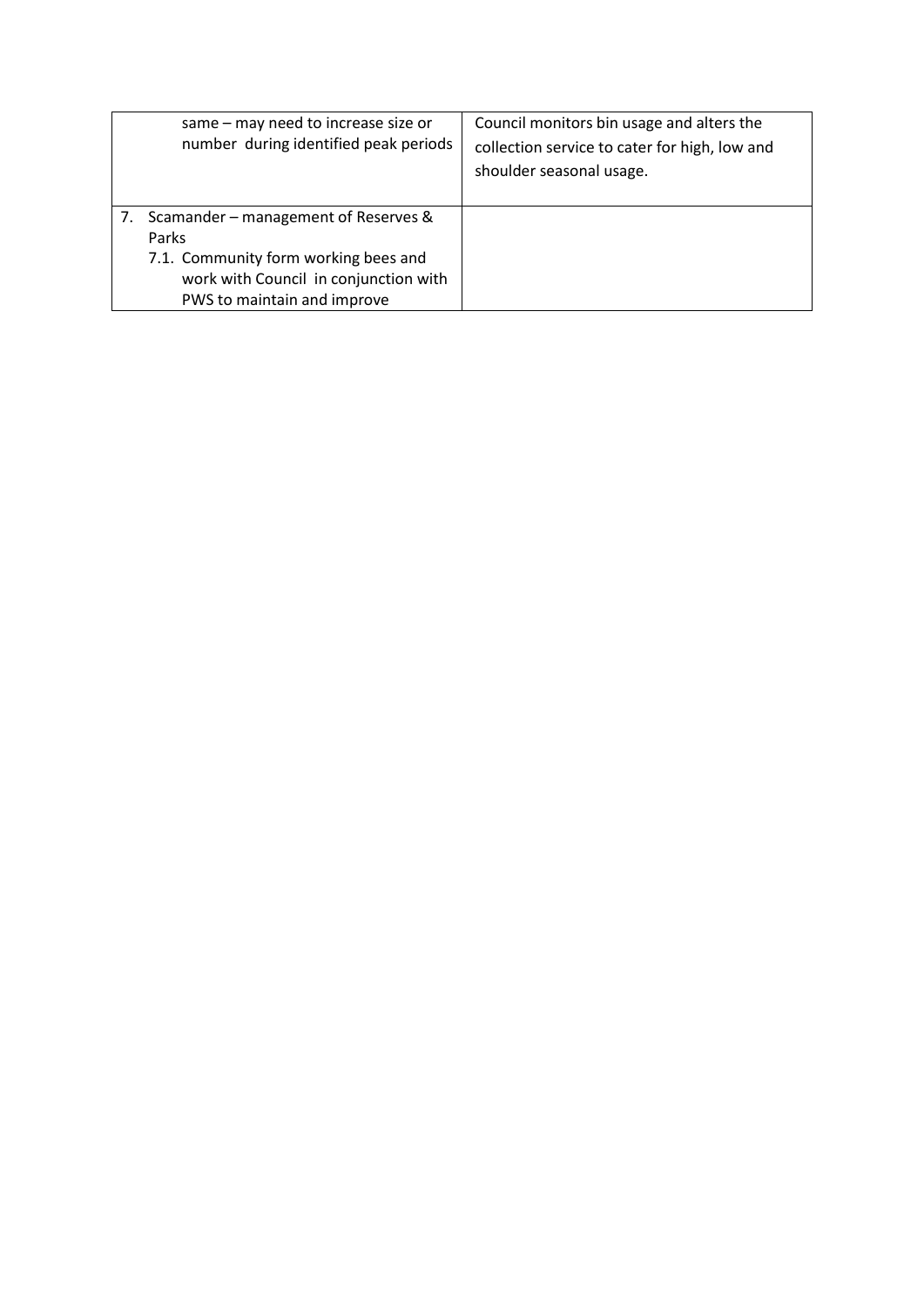| | |
|---|---|
| same – may need to increase size or number during identified peak periods | Council monitors bin usage and alters the collection service to cater for high, low and shoulder seasonal usage. |
| 7. Scamander – management of Reserves & Parks<br>7.1. Community form working bees and work with Council in conjunction with PWS to maintain and improve | |